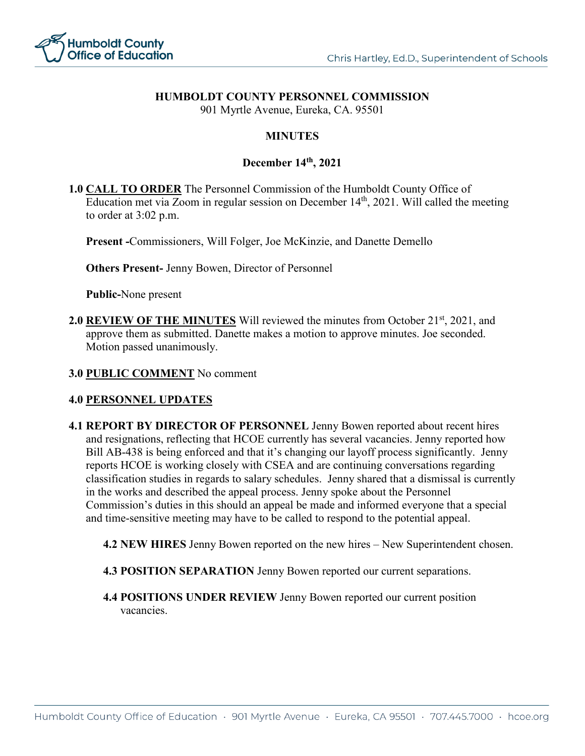# HUMBOLDT COUNTY PERSONNEL COMMISSION

901 Myrtle Avenue, Eureka, CA. 95501

## MINUTES

### December 14th, 2021

**1.0 CALL TO ORDER** The Personnel Commission of the Humboldt County Office of Education met via Zoom in regular session on December 14th, 2021. Will called the meeting to order at 3:02 p.m.

**Present -**Commissioners, Will Folger, Joe McKinzie, and Danette Demello

**Others Present-** Jenny Bowen, Director of Personnel

**Public-**None present

**2.0 REVIEW OF THE MINUTES** Will reviewed the minutes from October 21st, 2021, and approve them as submitted. Danette makes a motion to approve minutes. Joe seconded. Motion passed unanimously.

**3.0 PUBLIC COMMENT** No comment

**4.0 PERSONNEL UPDATES**

**4.1 REPORT BY DIRECTOR OF PERSONNEL** Jenny Bowen reported about recent hires and resignations, reflecting that HCOE currently has several vacancies. Jenny reported how Bill AB-438 is being enforced and that it's changing our layoff process significantly. Jenny reports HCOE is working closely with CSEA and are continuing conversations regarding classification studies in regards to salary schedules. Jenny shared that a dismissal is currently in the works and described the appeal process. Jenny spoke about the Personnel Commission's duties in this should an appeal be made and informed everyone that a special and time-sensitive meeting may have to be called to respond to the potential appeal.

**4.2 NEW HIRES** Jenny Bowen reported on the new hires – New Superintendent chosen.

**4.3 POSITION SEPARATION** Jenny Bowen reported our current separations.

**4.4 POSITIONS UNDER REVIEW** Jenny Bowen reported our current position vacancies.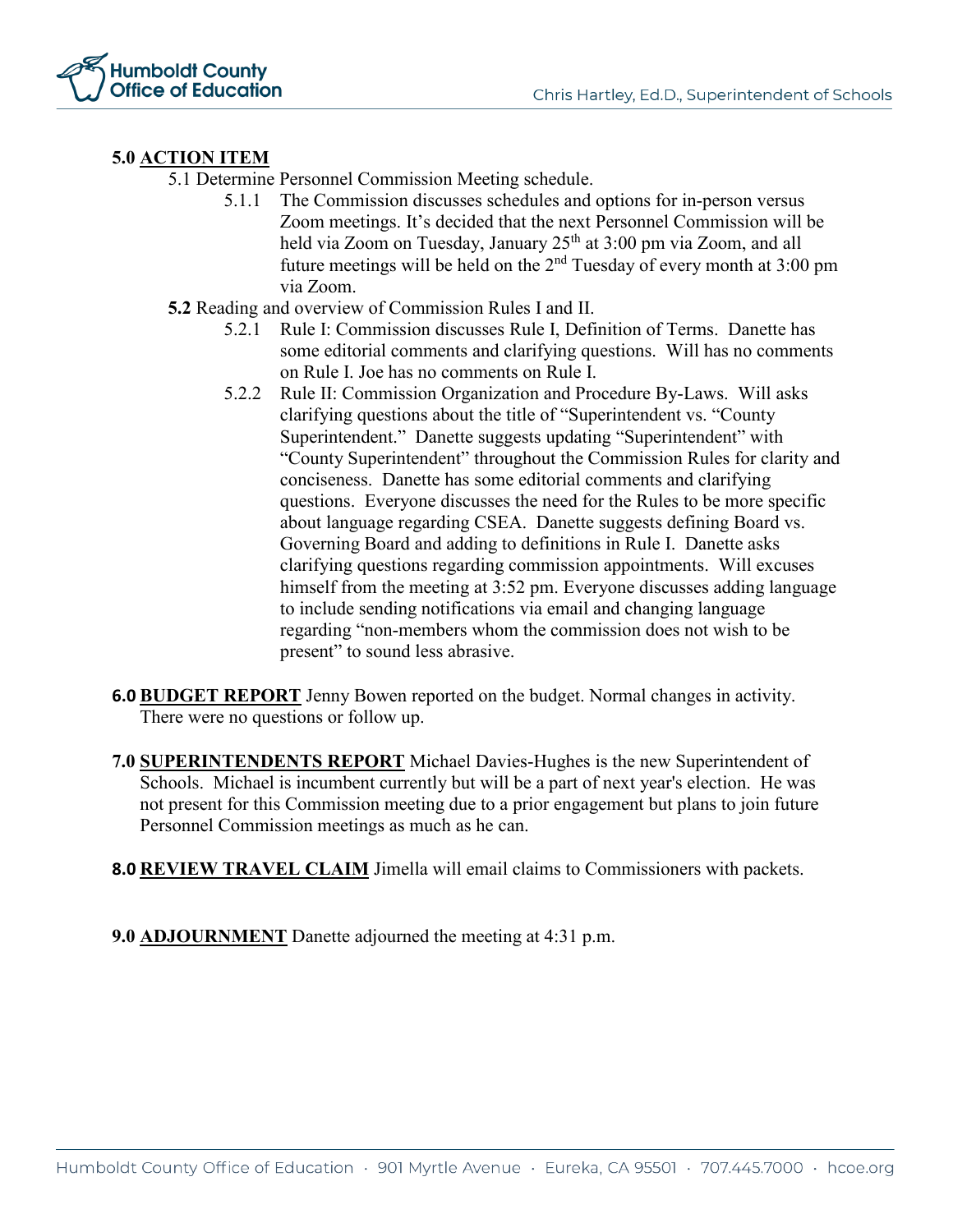**5.0 <u>ACTION ITEM</u>**

5.1 Determine Personnel Commission Meeting schedule.

5.1.1 The Commission discusses schedules and options for in-person versus Zoom meetings. It's decided that the next Personnel Commission will be held via Zoom on Tuesday, January 25th at 3:00 pm via Zoom, and all future meetings will be held on the 2nd Tuesday of every month at 3:00 pm via Zoom.

**5.2** Reading and overview of Commission Rules I and II.

5.2.1 Rule I: Commission discusses Rule I, Definition of Terms. Danette has some editorial comments and clarifying questions. Will has no comments on Rule I. Joe has no comments on Rule I.

5.2.2 Rule II: Commission Organization and Procedure By-Laws. Will asks clarifying questions about the title of "Superintendent vs. "County Superintendent." Danette suggests updating "Superintendent" with "County Superintendent" throughout the Commission Rules for clarity and conciseness. Danette has some editorial comments and clarifying questions. Everyone discusses the need for the Rules to be more specific about language regarding CSEA. Danette suggests defining Board vs. Governing Board and adding to definitions in Rule I. Danette asks clarifying questions regarding commission appointments. Will excuses himself from the meeting at 3:52 pm. Everyone discusses adding language to include sending notifications via email and changing language regarding "non-members whom the commission does not wish to be present" to sound less abrasive.

**6.0 <u>BUDGET REPORT</u>** Jenny Bowen reported on the budget. Normal changes in activity. There were no questions or follow up.

**7.0 <u>SUPERINTENDENTS REPORT</u>** Michael Davies-Hughes is the new Superintendent of Schools. Michael is incumbent currently but will be a part of next year's election. He was not present for this Commission meeting due to a prior engagement but plans to join future Personnel Commission meetings as much as he can.

**8.0 <u>REVIEW TRAVEL CLAIM</u>** Jimella will email claims to Commissioners with packets.

**9.0 <u>ADJOURNMENT</u>** Danette adjourned the meeting at 4:31 p.m.